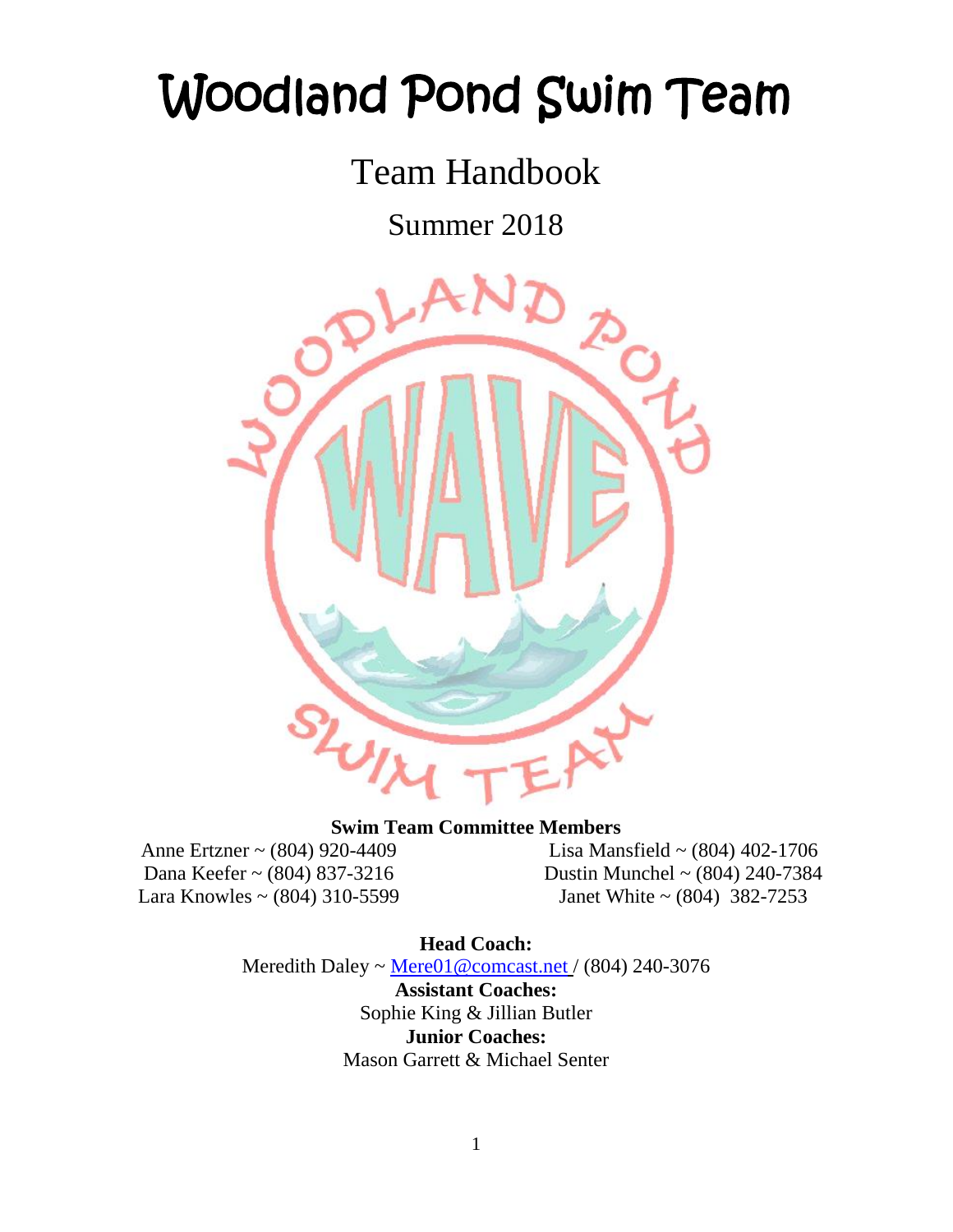# Woodland Pond Swim Team

## Team Handbook

## Summer 2018

**Swim Team Committee Members**

Anne Ertzner ~ (804) 920-4409
Dana Keefer ~ (804) 837-3216
Lara Knowles ~ (804) 310-5599
Lisa Mansfield ~ (804) 402-1706
Dustin Munchel ~ (804) 240-7384
Janet White ~ (804) 382-7253

**Head Coach:**
Meredith Daley ~ [Mere01@comcast.net](mailto:Mere01@comcast.net) / (804) 240-3076
**Assistant Coaches:**
Sophie King & Jillian Butler
**Junior Coaches:**
Mason Garrett & Michael Senter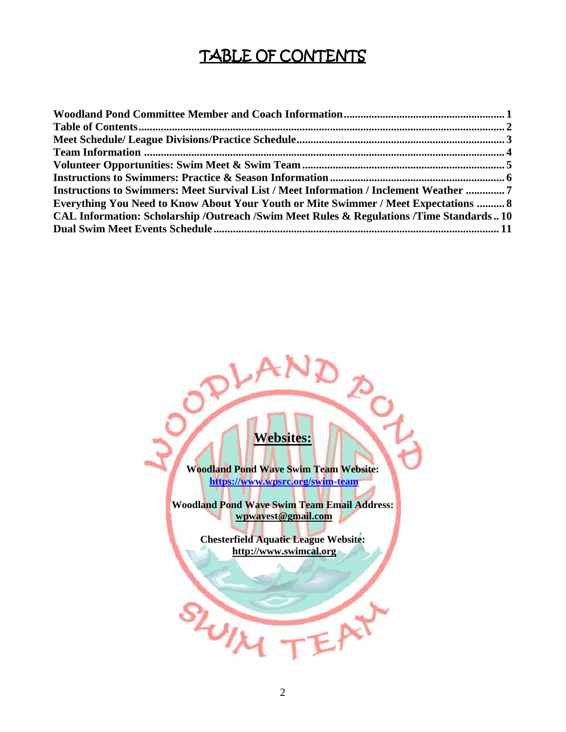# TABLE OF CONTENTS

| Section | Page |
| --- | --- |
| **Woodland Pond Committee Member and Coach Information** | **1** |
| **Table of Contents** | **2** |
| **Meet Schedule/ League Divisions/Practice Schedule** | **3** |
| **Team Information** | **4** |
| **Volunteer Opportunities: Swim Meet & Swim Team** | **5** |
| **Instructions to Swimmers: Practice & Season Information** | **6** |
| **Instructions to Swimmers: Meet Survival List / Meet Information / Inclement Weather** | **7** |
| **Everything You Need to Know About Your Youth or Mite Swimmer / Meet Expectations** | **8** |
| **CAL Information: Scholarship /Outreach /Swim Meet Rules & Regulations /Time Standards** | **10** |
| **Dual Swim Meet Events Schedule** | **11** |

## Websites:

**Woodland Pond Wave Swim Team Website:**
**https://www.wpsrc.org/swim-team**

**Woodland Pond Wave Swim Team Email Address:**
**wpwavest@gmail.com**

**Chesterfield Aquatic League Website:**
**http://www.swimcal.org**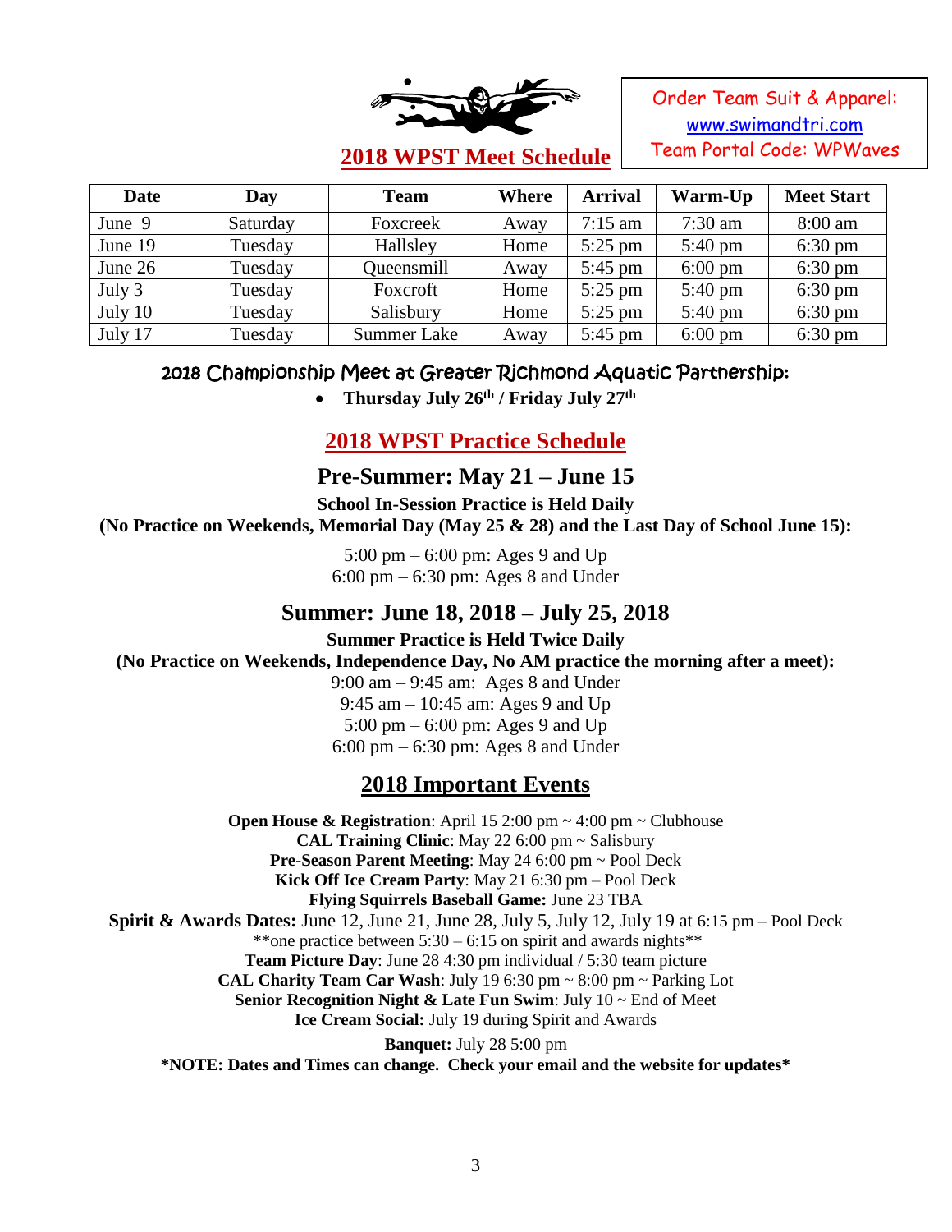Order Team Suit & Apparel:
[www.swimandtri.com](http://www.swimandtri.com)
Team Portal Code: WPWaves

# 2018 WPST Meet Schedule

| Date | Day | Team | Where | Arrival | Warm-Up | Meet Start |
|---|---|---|---|---|---|---|
| June 9 | Saturday | Foxcreek | Away | 7:15 am | 7:30 am | 8:00 am |
| June 19 | Tuesday | Hallsley | Home | 5:25 pm | 5:40 pm | 6:30 pm |
| June 26 | Tuesday | Queensmill | Away | 5:45 pm | 6:00 pm | 6:30 pm |
| July 3 | Tuesday | Foxcroft | Home | 5:25 pm | 5:40 pm | 6:30 pm |
| July 10 | Tuesday | Salisbury | Home | 5:25 pm | 5:40 pm | 6:30 pm |
| July 17 | Tuesday | Summer Lake | Away | 5:45 pm | 6:00 pm | 6:30 pm |

2018 Championship Meet at Greater Richmond Aquatic Partnership:

- **Thursday July 26th / Friday July 27th**

# 2018 WPST Practice Schedule

## Pre-Summer: May 21 – June 15

**School In-Session Practice is Held Daily**
**(No Practice on Weekends, Memorial Day (May 25 & 28) and the Last Day of School June 15):**

5:00 pm – 6:00 pm: Ages 9 and Up
6:00 pm – 6:30 pm: Ages 8 and Under

## Summer: June 18, 2018 – July 25, 2018

**Summer Practice is Held Twice Daily**
**(No Practice on Weekends, Independence Day, No AM practice the morning after a meet):**

9:00 am – 9:45 am: Ages 8 and Under
9:45 am – 10:45 am: Ages 9 and Up
5:00 pm – 6:00 pm: Ages 9 and Up
6:00 pm – 6:30 pm: Ages 8 and Under

# 2018 Important Events

**Open House & Registration**: April 15 2:00 pm ~ 4:00 pm ~ Clubhouse
**CAL Training Clinic**: May 22 6:00 pm ~ Salisbury
**Pre-Season Parent Meeting**: May 24 6:00 pm ~ Pool Deck
**Kick Off Ice Cream Party**: May 21 6:30 pm – Pool Deck
**Flying Squirrels Baseball Game:** June 23 TBA
**Spirit & Awards Dates:** June 12, June 21, June 28, July 5, July 12, July 19 at 6:15 pm – Pool Deck
**one practice between 5:30 – 6:15 on spirit and awards nights**
**Team Picture Day**: June 28 4:30 pm individual / 5:30 team picture
**CAL Charity Team Car Wash**: July 19 6:30 pm ~ 8:00 pm ~ Parking Lot
**Senior Recognition Night & Late Fun Swim**: July 10 ~ End of Meet
**Ice Cream Social:** July 19 during Spirit and Awards

**Banquet:** July 28 5:00 pm
**\*NOTE: Dates and Times can change. Check your email and the website for updates\***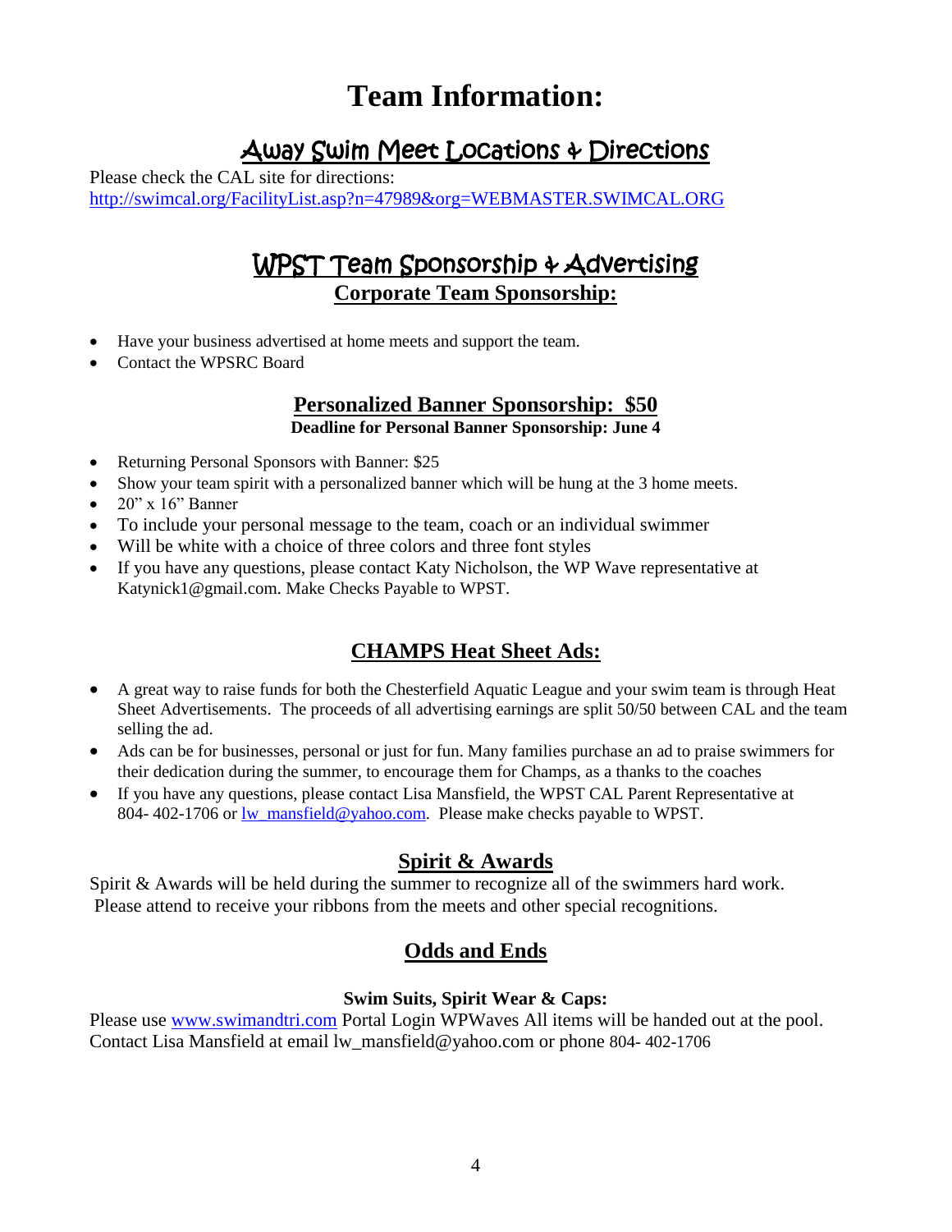# Team Information:

## Away Swim Meet Locations & Directions

Please check the CAL site for directions:
[http://swimcal.org/FacilityList.asp?n=47989&org=WEBMASTER.SWIMCAL.ORG](http://swimcal.org/FacilityList.asp?n=47989&org=WEBMASTER.SWIMCAL.ORG)

## WPST Team Sponsorship & Advertising

### Corporate Team Sponsorship:

- Have your business advertised at home meets and support the team.
- Contact the WPSRC Board

### Personalized Banner Sponsorship: $50

**Deadline for Personal Banner Sponsorship: June 4**

- Returning Personal Sponsors with Banner: $25
- Show your team spirit with a personalized banner which will be hung at the 3 home meets.
- 20" x 16" Banner
- To include your personal message to the team, coach or an individual swimmer
- Will be white with a choice of three colors and three font styles
- If you have any questions, please contact Katy Nicholson, the WP Wave representative at Katynick1@gmail.com. Make Checks Payable to WPST.

### CHAMPS Heat Sheet Ads:

- A great way to raise funds for both the Chesterfield Aquatic League and your swim team is through Heat Sheet Advertisements. The proceeds of all advertising earnings are split 50/50 between CAL and the team selling the ad.
- Ads can be for businesses, personal or just for fun. Many families purchase an ad to praise swimmers for their dedication during the summer, to encourage them for Champs, as a thanks to the coaches
- If you have any questions, please contact Lisa Mansfield, the WPST CAL Parent Representative at 804- 402-1706 or [lw_mansfield@yahoo.com](mailto:lw_mansfield@yahoo.com). Please make checks payable to WPST.

### Spirit & Awards

Spirit & Awards will be held during the summer to recognize all of the swimmers hard work. Please attend to receive your ribbons from the meets and other special recognitions.

### Odds and Ends

**Swim Suits, Spirit Wear & Caps:**

Please use [www.swimandtri.com](http://www.swimandtri.com) Portal Login WPWaves All items will be handed out at the pool. Contact Lisa Mansfield at email lw_mansfield@yahoo.com or phone 804- 402-1706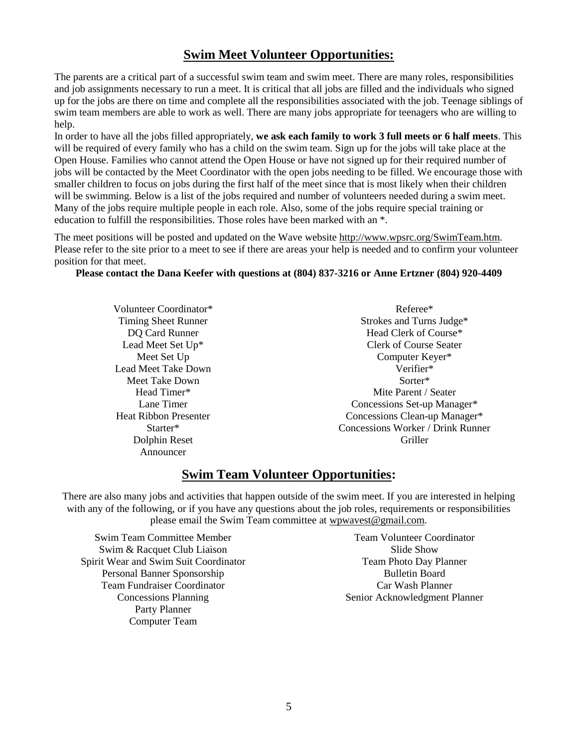## Swim Meet Volunteer Opportunities:

The parents are a critical part of a successful swim team and swim meet. There are many roles, responsibilities and job assignments necessary to run a meet. It is critical that all jobs are filled and the individuals who signed up for the jobs are there on time and complete all the responsibilities associated with the job. Teenage siblings of swim team members are able to work as well. There are many jobs appropriate for teenagers who are willing to help.

In order to have all the jobs filled appropriately, **we ask each family to work 3 full meets or 6 half meets**. This will be required of every family who has a child on the swim team. Sign up for the jobs will take place at the Open House. Families who cannot attend the Open House or have not signed up for their required number of jobs will be contacted by the Meet Coordinator with the open jobs needing to be filled. We encourage those with smaller children to focus on jobs during the first half of the meet since that is most likely when their children will be swimming. Below is a list of the jobs required and number of volunteers needed during a swim meet. Many of the jobs require multiple people in each role. Also, some of the jobs require special training or education to fulfill the responsibilities. Those roles have been marked with an *.

The meet positions will be posted and updated on the Wave website http://www.wpsrc.org/SwimTeam.htm. Please refer to the site prior to a meet to see if there are areas your help is needed and to confirm your volunteer position for that meet.

**Please contact the Dana Keefer with questions at (804) 837-3216 or Anne Ertzner (804) 920-4409**

- Volunteer Coordinator*
- Timing Sheet Runner
- DQ Card Runner
- Lead Meet Set Up*
- Meet Set Up
- Lead Meet Take Down
- Meet Take Down
- Head Timer*
- Lane Timer
- Heat Ribbon Presenter
- Starter*
- Dolphin Reset
- Announcer
- Referee*
- Strokes and Turns Judge*
- Head Clerk of Course*
- Clerk of Course Seater
- Computer Keyer*
- Verifier*
- Sorter*
- Mite Parent / Seater
- Concessions Set-up Manager*
- Concessions Clean-up Manager*
- Concessions Worker / Drink Runner
- Griller

## Swim Team Volunteer Opportunities:

There are also many jobs and activities that happen outside of the swim meet. If you are interested in helping with any of the following, or if you have any questions about the job roles, requirements or responsibilities please email the Swim Team committee at wpwavest@gmail.com.

- Swim Team Committee Member
- Swim & Racquet Club Liaison
- Spirit Wear and Swim Suit Coordinator
- Personal Banner Sponsorship
- Team Fundraiser Coordinator
- Concessions Planning
- Party Planner
- Computer Team
- Team Volunteer Coordinator
- Slide Show
- Team Photo Day Planner
- Bulletin Board
- Car Wash Planner
- Senior Acknowledgment Planner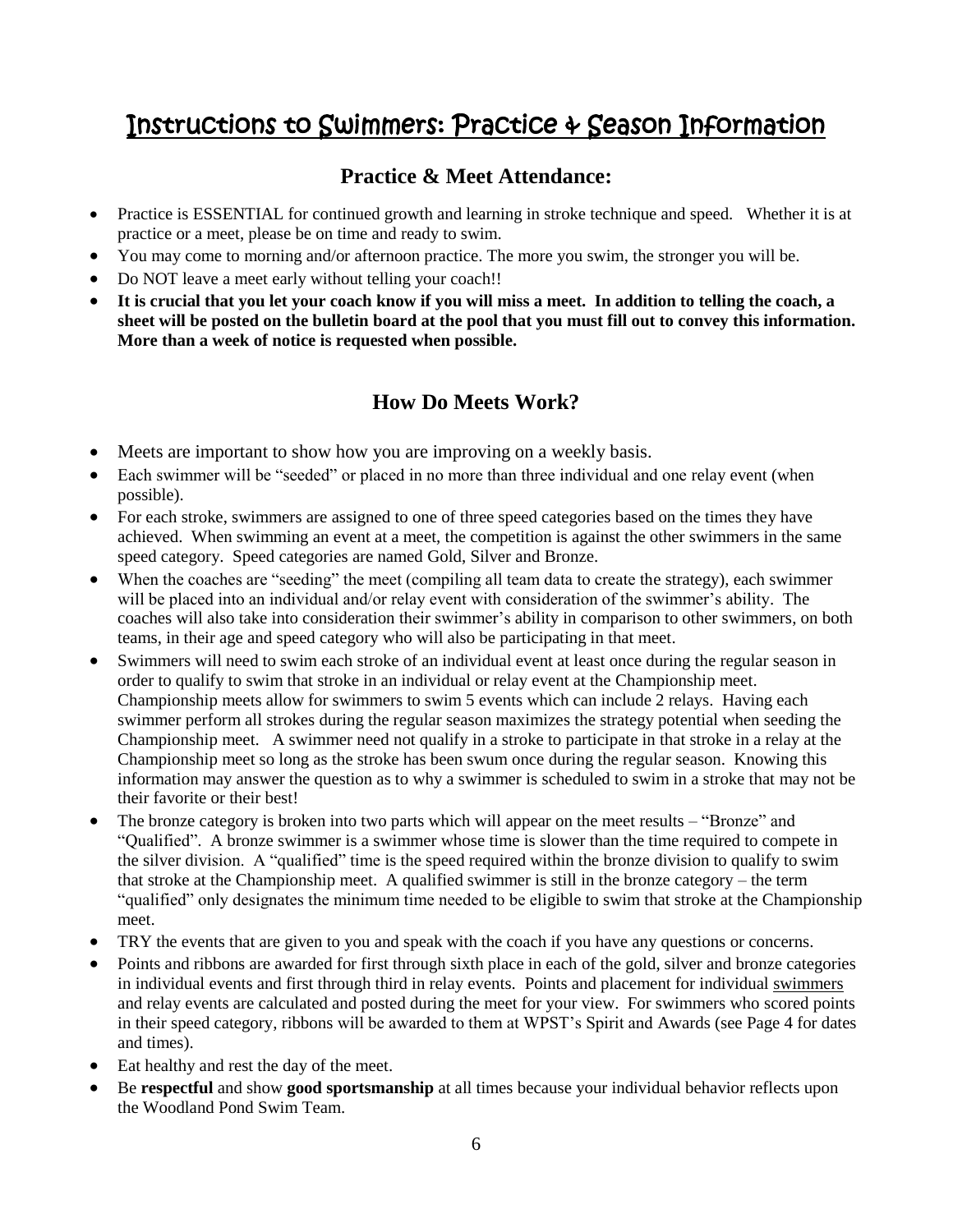# Instructions to Swimmers: Practice & Season Information

## Practice & Meet Attendance:

- Practice is ESSENTIAL for continued growth and learning in stroke technique and speed. Whether it is at practice or a meet, please be on time and ready to swim.
- You may come to morning and/or afternoon practice. The more you swim, the stronger you will be.
- Do NOT leave a meet early without telling your coach!!
- **It is crucial that you let your coach know if you will miss a meet. In addition to telling the coach, a sheet will be posted on the bulletin board at the pool that you must fill out to convey this information. More than a week of notice is requested when possible.**

## How Do Meets Work?

- Meets are important to show how you are improving on a weekly basis.
- Each swimmer will be "seeded" or placed in no more than three individual and one relay event (when possible).
- For each stroke, swimmers are assigned to one of three speed categories based on the times they have achieved. When swimming an event at a meet, the competition is against the other swimmers in the same speed category. Speed categories are named Gold, Silver and Bronze.
- When the coaches are "seeding" the meet (compiling all team data to create the strategy), each swimmer will be placed into an individual and/or relay event with consideration of the swimmer's ability. The coaches will also take into consideration their swimmer's ability in comparison to other swimmers, on both teams, in their age and speed category who will also be participating in that meet.
- Swimmers will need to swim each stroke of an individual event at least once during the regular season in order to qualify to swim that stroke in an individual or relay event at the Championship meet. Championship meets allow for swimmers to swim 5 events which can include 2 relays. Having each swimmer perform all strokes during the regular season maximizes the strategy potential when seeding the Championship meet. A swimmer need not qualify in a stroke to participate in that stroke in a relay at the Championship meet so long as the stroke has been swum once during the regular season. Knowing this information may answer the question as to why a swimmer is scheduled to swim in a stroke that may not be their favorite or their best!
- The bronze category is broken into two parts which will appear on the meet results – "Bronze" and "Qualified". A bronze swimmer is a swimmer whose time is slower than the time required to compete in the silver division. A "qualified" time is the speed required within the bronze division to qualify to swim that stroke at the Championship meet. A qualified swimmer is still in the bronze category – the term "qualified" only designates the minimum time needed to be eligible to swim that stroke at the Championship meet.
- TRY the events that are given to you and speak with the coach if you have any questions or concerns.
- Points and ribbons are awarded for first through sixth place in each of the gold, silver and bronze categories in individual events and first through third in relay events. Points and placement for individual swimmers and relay events are calculated and posted during the meet for your view. For swimmers who scored points in their speed category, ribbons will be awarded to them at WPST's Spirit and Awards (see Page 4 for dates and times).
- Eat healthy and rest the day of the meet.
- Be **respectful** and show **good sportsmanship** at all times because your individual behavior reflects upon the Woodland Pond Swim Team.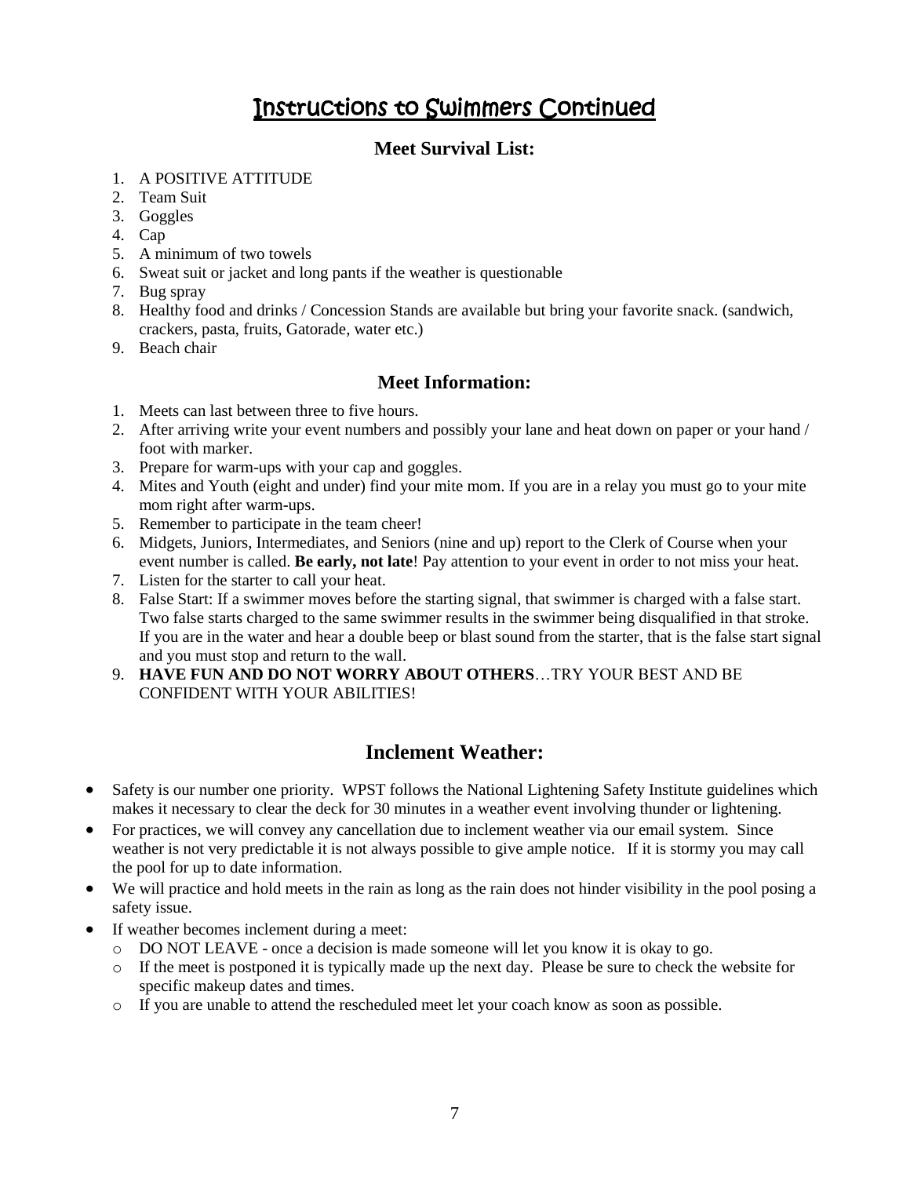# Instructions to Swimmers Continued

## Meet Survival List:

1. A POSITIVE ATTITUDE
2. Team Suit
3. Goggles
4. Cap
5. A minimum of two towels
6. Sweat suit or jacket and long pants if the weather is questionable
7. Bug spray
8. Healthy food and drinks / Concession Stands are available but bring your favorite snack. (sandwich, crackers, pasta, fruits, Gatorade, water etc.)
9. Beach chair

## Meet Information:

1. Meets can last between three to five hours.
2. After arriving write your event numbers and possibly your lane and heat down on paper or your hand / foot with marker.
3. Prepare for warm-ups with your cap and goggles.
4. Mites and Youth (eight and under) find your mite mom. If you are in a relay you must go to your mite mom right after warm-ups.
5. Remember to participate in the team cheer!
6. Midgets, Juniors, Intermediates, and Seniors (nine and up) report to the Clerk of Course when your event number is called. **Be early, not late**! Pay attention to your event in order to not miss your heat.
7. Listen for the starter to call your heat.
8. False Start: If a swimmer moves before the starting signal, that swimmer is charged with a false start. Two false starts charged to the same swimmer results in the swimmer being disqualified in that stroke. If you are in the water and hear a double beep or blast sound from the starter, that is the false start signal and you must stop and return to the wall.
9. **HAVE FUN AND DO NOT WORRY ABOUT OTHERS**…TRY YOUR BEST AND BE CONFIDENT WITH YOUR ABILITIES!

## Inclement Weather:

- Safety is our number one priority. WPST follows the National Lightening Safety Institute guidelines which makes it necessary to clear the deck for 30 minutes in a weather event involving thunder or lightening.
- For practices, we will convey any cancellation due to inclement weather via our email system. Since weather is not very predictable it is not always possible to give ample notice. If it is stormy you may call the pool for up to date information.
- We will practice and hold meets in the rain as long as the rain does not hinder visibility in the pool posing a safety issue.
- If weather becomes inclement during a meet:
  - DO NOT LEAVE - once a decision is made someone will let you know it is okay to go.
  - If the meet is postponed it is typically made up the next day. Please be sure to check the website for specific makeup dates and times.
  - If you are unable to attend the rescheduled meet let your coach know as soon as possible.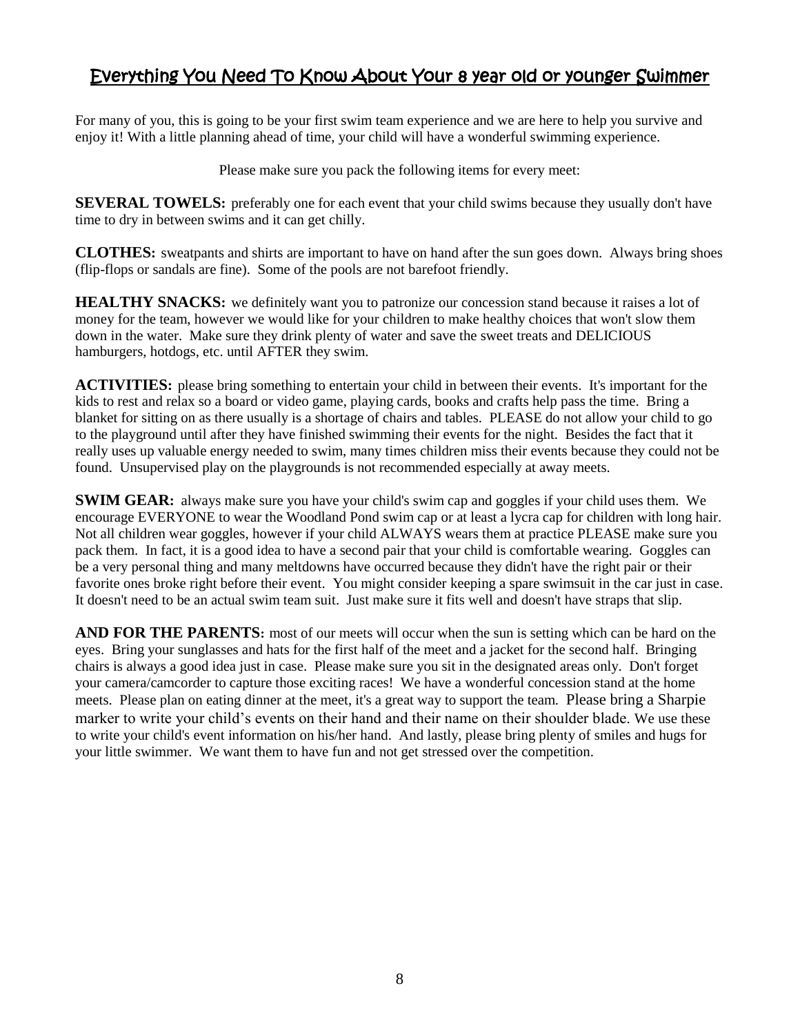# Everything You Need To Know About Your 8 year old or younger Swimmer

For many of you, this is going to be your first swim team experience and we are here to help you survive and enjoy it! With a little planning ahead of time, your child will have a wonderful swimming experience.

Please make sure you pack the following items for every meet:

**SEVERAL TOWELS:** preferably one for each event that your child swims because they usually don't have time to dry in between swims and it can get chilly.

**CLOTHES:** sweatpants and shirts are important to have on hand after the sun goes down. Always bring shoes (flip-flops or sandals are fine). Some of the pools are not barefoot friendly.

**HEALTHY SNACKS:** we definitely want you to patronize our concession stand because it raises a lot of money for the team, however we would like for your children to make healthy choices that won't slow them down in the water. Make sure they drink plenty of water and save the sweet treats and DELICIOUS hamburgers, hotdogs, etc. until AFTER they swim.

**ACTIVITIES:** please bring something to entertain your child in between their events. It's important for the kids to rest and relax so a board or video game, playing cards, books and crafts help pass the time. Bring a blanket for sitting on as there usually is a shortage of chairs and tables. PLEASE do not allow your child to go to the playground until after they have finished swimming their events for the night. Besides the fact that it really uses up valuable energy needed to swim, many times children miss their events because they could not be found. Unsupervised play on the playgrounds is not recommended especially at away meets.

**SWIM GEAR:** always make sure you have your child's swim cap and goggles if your child uses them. We encourage EVERYONE to wear the Woodland Pond swim cap or at least a lycra cap for children with long hair. Not all children wear goggles, however if your child ALWAYS wears them at practice PLEASE make sure you pack them. In fact, it is a good idea to have a second pair that your child is comfortable wearing. Goggles can be a very personal thing and many meltdowns have occurred because they didn't have the right pair or their favorite ones broke right before their event. You might consider keeping a spare swimsuit in the car just in case. It doesn't need to be an actual swim team suit. Just make sure it fits well and doesn't have straps that slip.

**AND FOR THE PARENTS:** most of our meets will occur when the sun is setting which can be hard on the eyes. Bring your sunglasses and hats for the first half of the meet and a jacket for the second half. Bringing chairs is always a good idea just in case. Please make sure you sit in the designated areas only. Don't forget your camera/camcorder to capture those exciting races! We have a wonderful concession stand at the home meets. Please plan on eating dinner at the meet, it's a great way to support the team. Please bring a Sharpie marker to write your child's events on their hand and their name on their shoulder blade. We use these to write your child's event information on his/her hand. And lastly, please bring plenty of smiles and hugs for your little swimmer. We want them to have fun and not get stressed over the competition.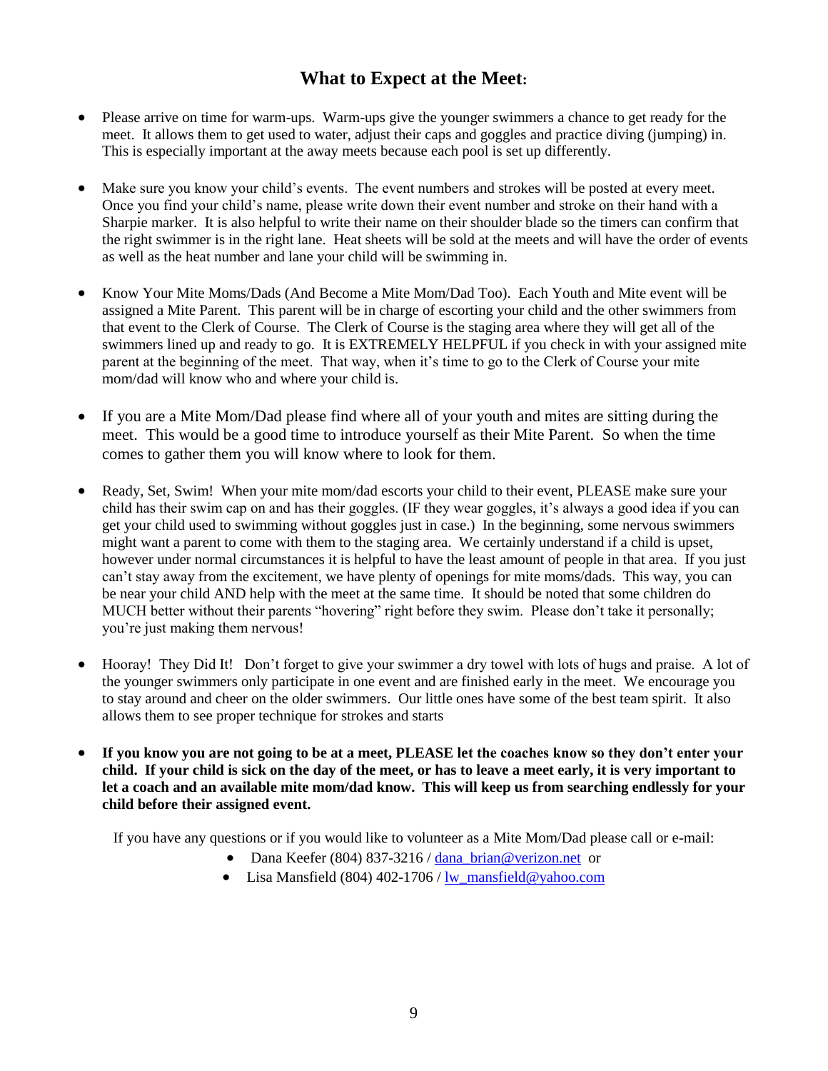## What to Expect at the Meet:

- Please arrive on time for warm-ups. Warm-ups give the younger swimmers a chance to get ready for the meet. It allows them to get used to water, adjust their caps and goggles and practice diving (jumping) in. This is especially important at the away meets because each pool is set up differently.

- Make sure you know your child's events. The event numbers and strokes will be posted at every meet. Once you find your child's name, please write down their event number and stroke on their hand with a Sharpie marker. It is also helpful to write their name on their shoulder blade so the timers can confirm that the right swimmer is in the right lane. Heat sheets will be sold at the meets and will have the order of events as well as the heat number and lane your child will be swimming in.

- Know Your Mite Moms/Dads (And Become a Mite Mom/Dad Too). Each Youth and Mite event will be assigned a Mite Parent. This parent will be in charge of escorting your child and the other swimmers from that event to the Clerk of Course. The Clerk of Course is the staging area where they will get all of the swimmers lined up and ready to go. It is EXTREMELY HELPFUL if you check in with your assigned mite parent at the beginning of the meet. That way, when it's time to go to the Clerk of Course your mite mom/dad will know who and where your child is.

- If you are a Mite Mom/Dad please find where all of your youth and mites are sitting during the meet. This would be a good time to introduce yourself as their Mite Parent. So when the time comes to gather them you will know where to look for them.

- Ready, Set, Swim! When your mite mom/dad escorts your child to their event, PLEASE make sure your child has their swim cap on and has their goggles. (IF they wear goggles, it's always a good idea if you can get your child used to swimming without goggles just in case.) In the beginning, some nervous swimmers might want a parent to come with them to the staging area. We certainly understand if a child is upset, however under normal circumstances it is helpful to have the least amount of people in that area. If you just can't stay away from the excitement, we have plenty of openings for mite moms/dads. This way, you can be near your child AND help with the meet at the same time. It should be noted that some children do MUCH better without their parents "hovering" right before they swim. Please don't take it personally; you're just making them nervous!

- Hooray! They Did It! Don't forget to give your swimmer a dry towel with lots of hugs and praise. A lot of the younger swimmers only participate in one event and are finished early in the meet. We encourage you to stay around and cheer on the older swimmers. Our little ones have some of the best team spirit. It also allows them to see proper technique for strokes and starts

- **If you know you are not going to be at a meet, PLEASE let the coaches know so they don't enter your child. If your child is sick on the day of the meet, or has to leave a meet early, it is very important to let a coach and an available mite mom/dad know. This will keep us from searching endlessly for your child before their assigned event.**

If you have any questions or if you would like to volunteer as a Mite Mom/Dad please call or e-mail:

- Dana Keefer (804) 837-3216 / dana_brian@verizon.net or
- Lisa Mansfield (804) 402-1706 / lw_mansfield@yahoo.com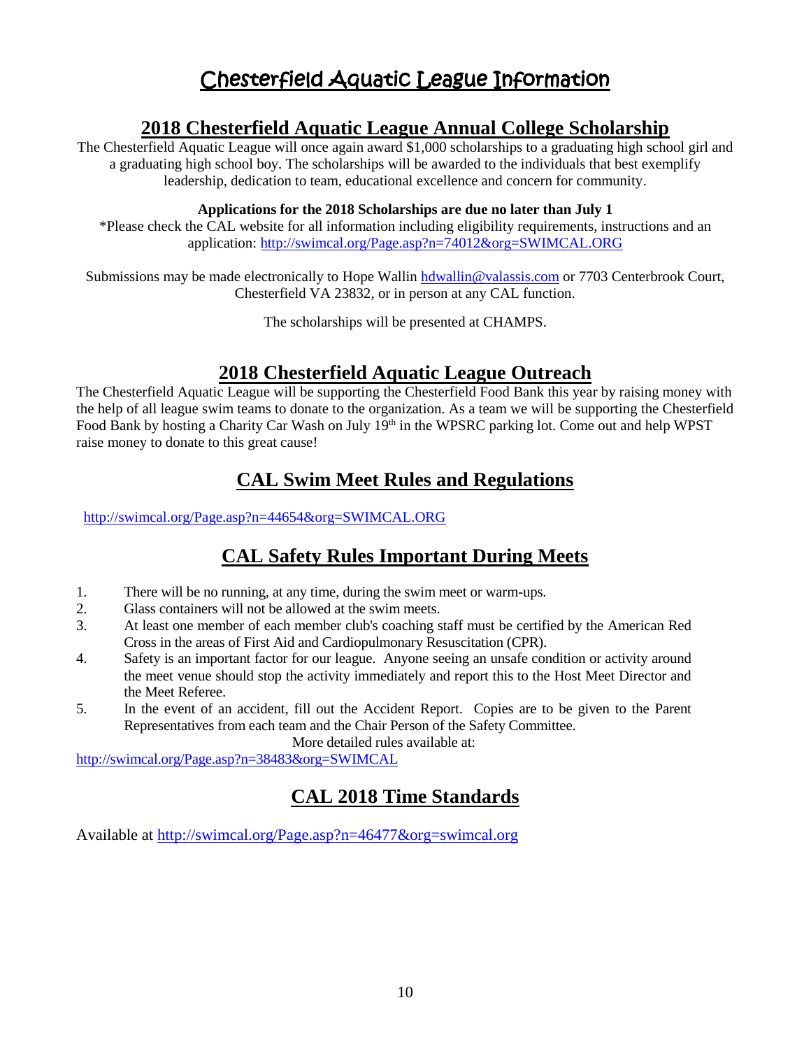# Chesterfield Aquatic League Information

## 2018 Chesterfield Aquatic League Annual College Scholarship

The Chesterfield Aquatic League will once again award $1,000 scholarships to a graduating high school girl and a graduating high school boy. The scholarships will be awarded to the individuals that best exemplify leadership, dedication to team, educational excellence and concern for community.

**Applications for the 2018 Scholarships are due no later than July 1**

*Please check the CAL website for all information including eligibility requirements, instructions and an application: http://swimcal.org/Page.asp?n=74012&org=SWIMCAL.ORG

Submissions may be made electronically to Hope Wallin hdwallin@valassis.com or 7703 Centerbrook Court, Chesterfield VA 23832, or in person at any CAL function.

The scholarships will be presented at CHAMPS.

## 2018 Chesterfield Aquatic League Outreach

The Chesterfield Aquatic League will be supporting the Chesterfield Food Bank this year by raising money with the help of all league swim teams to donate to the organization. As a team we will be supporting the Chesterfield Food Bank by hosting a Charity Car Wash on July 19th in the WPSRC parking lot. Come out and help WPST raise money to donate to this great cause!

## CAL Swim Meet Rules and Regulations

http://swimcal.org/Page.asp?n=44654&org=SWIMCAL.ORG

## CAL Safety Rules Important During Meets

1. There will be no running, at any time, during the swim meet or warm-ups.
2. Glass containers will not be allowed at the swim meets.
3. At least one member of each member club's coaching staff must be certified by the American Red Cross in the areas of First Aid and Cardiopulmonary Resuscitation (CPR).
4. Safety is an important factor for our league. Anyone seeing an unsafe condition or activity around the meet venue should stop the activity immediately and report this to the Host Meet Director and the Meet Referee.
5. In the event of an accident, fill out the Accident Report. Copies are to be given to the Parent Representatives from each team and the Chair Person of the Safety Committee.

More detailed rules available at:

http://swimcal.org/Page.asp?n=38483&org=SWIMCAL

## CAL 2018 Time Standards

Available at http://swimcal.org/Page.asp?n=46477&org=swimcal.org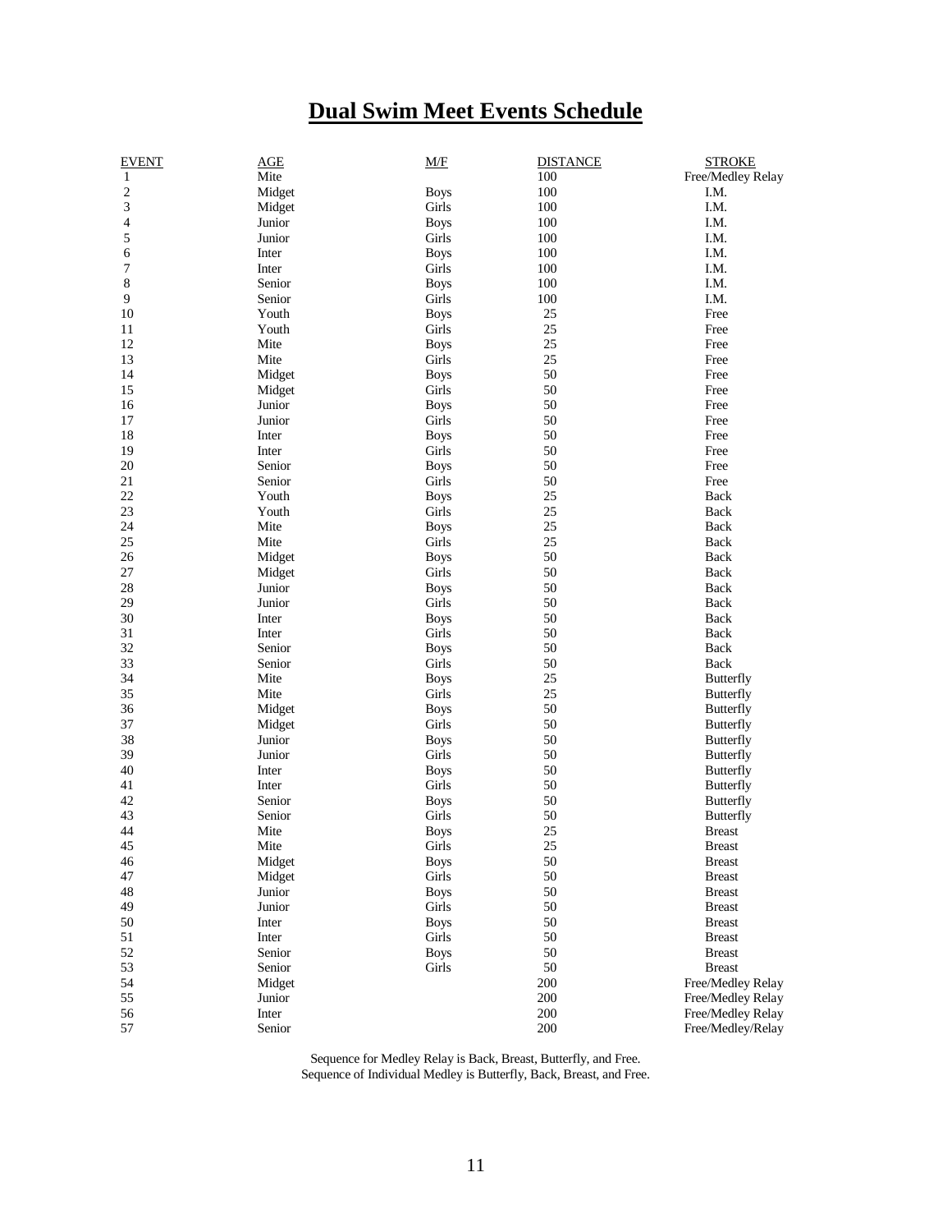# Dual Swim Meet Events Schedule

| EVENT | AGE | M/F | DISTANCE | STROKE |
|---|---|---|---|---|
| 1 | Mite | | 100 | Free/Medley Relay |
| 2 | Midget | Boys | 100 | I.M. |
| 3 | Midget | Girls | 100 | I.M. |
| 4 | Junior | Boys | 100 | I.M. |
| 5 | Junior | Girls | 100 | I.M. |
| 6 | Inter | Boys | 100 | I.M. |
| 7 | Inter | Girls | 100 | I.M. |
| 8 | Senior | Boys | 100 | I.M. |
| 9 | Senior | Girls | 100 | I.M. |
| 10 | Youth | Boys | 25 | Free |
| 11 | Youth | Girls | 25 | Free |
| 12 | Mite | Boys | 25 | Free |
| 13 | Mite | Girls | 25 | Free |
| 14 | Midget | Boys | 50 | Free |
| 15 | Midget | Girls | 50 | Free |
| 16 | Junior | Boys | 50 | Free |
| 17 | Junior | Girls | 50 | Free |
| 18 | Inter | Boys | 50 | Free |
| 19 | Inter | Girls | 50 | Free |
| 20 | Senior | Boys | 50 | Free |
| 21 | Senior | Girls | 50 | Free |
| 22 | Youth | Boys | 25 | Back |
| 23 | Youth | Girls | 25 | Back |
| 24 | Mite | Boys | 25 | Back |
| 25 | Mite | Girls | 25 | Back |
| 26 | Midget | Boys | 50 | Back |
| 27 | Midget | Girls | 50 | Back |
| 28 | Junior | Boys | 50 | Back |
| 29 | Junior | Girls | 50 | Back |
| 30 | Inter | Boys | 50 | Back |
| 31 | Inter | Girls | 50 | Back |
| 32 | Senior | Boys | 50 | Back |
| 33 | Senior | Girls | 50 | Back |
| 34 | Mite | Boys | 25 | Butterfly |
| 35 | Mite | Girls | 25 | Butterfly |
| 36 | Midget | Boys | 50 | Butterfly |
| 37 | Midget | Girls | 50 | Butterfly |
| 38 | Junior | Boys | 50 | Butterfly |
| 39 | Junior | Girls | 50 | Butterfly |
| 40 | Inter | Boys | 50 | Butterfly |
| 41 | Inter | Girls | 50 | Butterfly |
| 42 | Senior | Boys | 50 | Butterfly |
| 43 | Senior | Girls | 50 | Butterfly |
| 44 | Mite | Boys | 25 | Breast |
| 45 | Mite | Girls | 25 | Breast |
| 46 | Midget | Boys | 50 | Breast |
| 47 | Midget | Girls | 50 | Breast |
| 48 | Junior | Boys | 50 | Breast |
| 49 | Junior | Girls | 50 | Breast |
| 50 | Inter | Boys | 50 | Breast |
| 51 | Inter | Girls | 50 | Breast |
| 52 | Senior | Boys | 50 | Breast |
| 53 | Senior | Girls | 50 | Breast |
| 54 | Midget | | 200 | Free/Medley Relay |
| 55 | Junior | | 200 | Free/Medley Relay |
| 56 | Inter | | 200 | Free/Medley Relay |
| 57 | Senior | | 200 | Free/Medley/Relay |

Sequence for Medley Relay is Back, Breast, Butterfly, and Free.
Sequence of Individual Medley is Butterfly, Back, Breast, and Free.